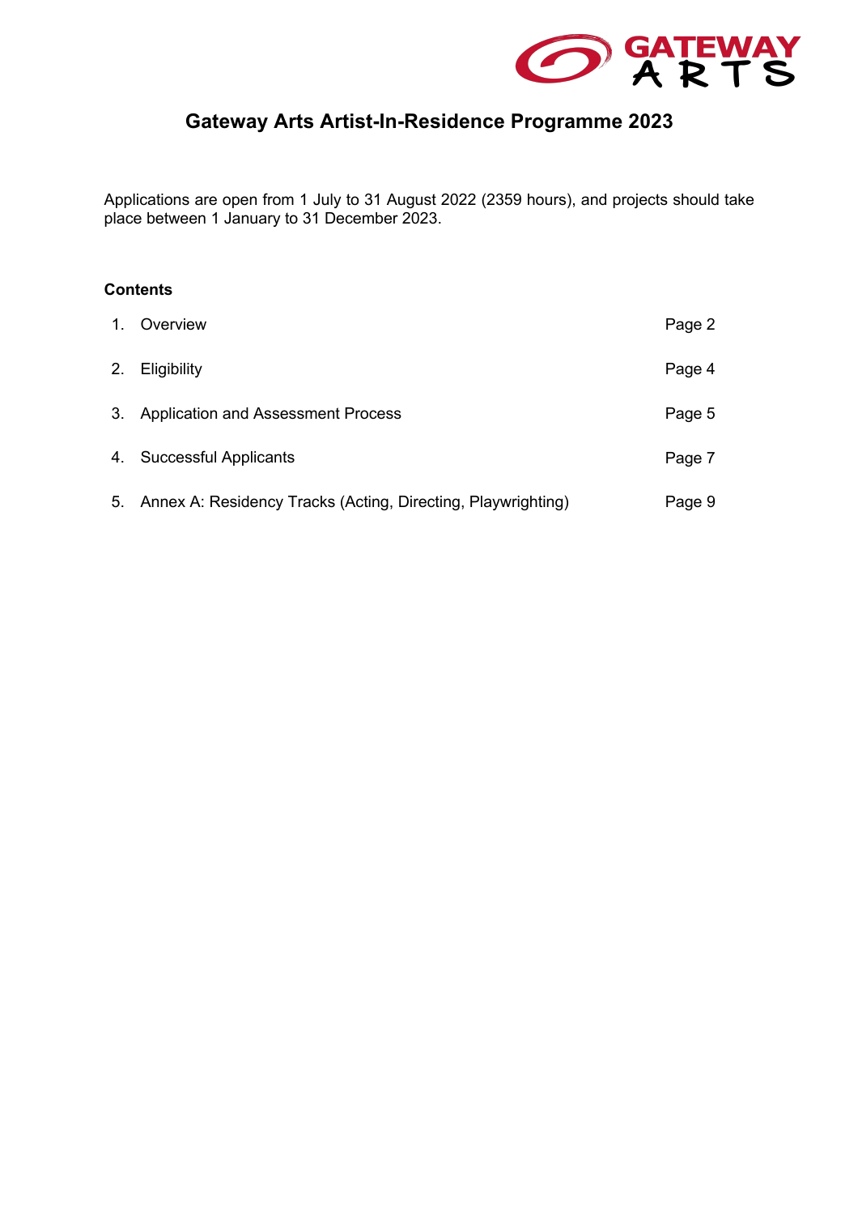# Gateway Arts Artist-In-Residence Programme 2023

Applications are open from 1 July to 31 August 2022 (2359 hours), and projects should take place between 1 January to 31 December 2023.

**Contents**

| | | |
|---|---|---|
| 1. | Overview | Page 2 |
| 2. | Eligibility | Page 4 |
| 3. | Application and Assessment Process | Page 5 |
| 4. | Successful Applicants | Page 7 |
| 5. | Annex A: Residency Tracks (Acting, Directing, Playwrighting) | Page 9 |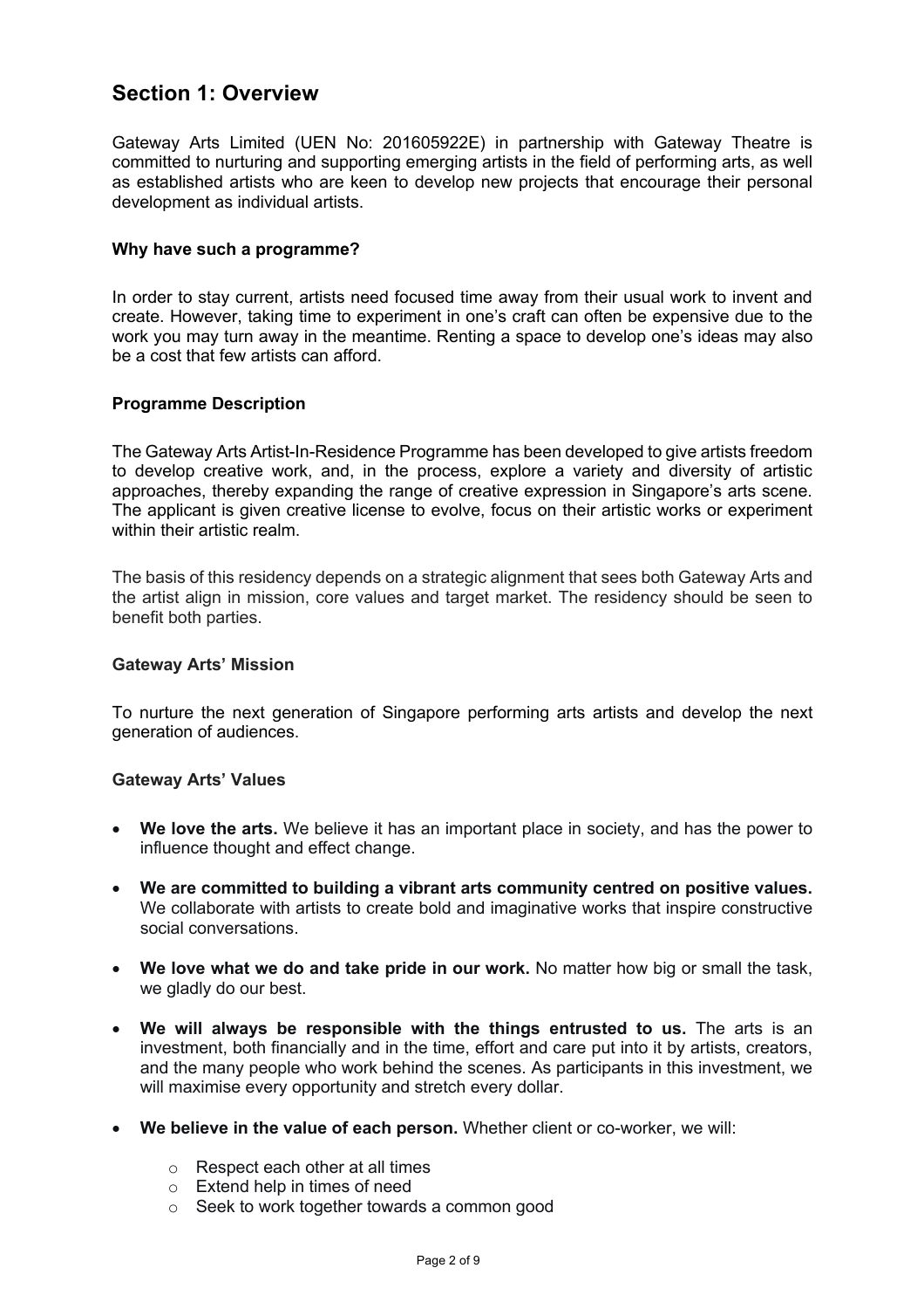## Section 1: Overview

Gateway Arts Limited (UEN No: 201605922E) in partnership with Gateway Theatre is committed to nurturing and supporting emerging artists in the field of performing arts, as well as established artists who are keen to develop new projects that encourage their personal development as individual artists.

### Why have such a programme?

In order to stay current, artists need focused time away from their usual work to invent and create. However, taking time to experiment in one's craft can often be expensive due to the work you may turn away in the meantime. Renting a space to develop one's ideas may also be a cost that few artists can afford.

### Programme Description

The Gateway Arts Artist-In-Residence Programme has been developed to give artists freedom to develop creative work, and, in the process, explore a variety and diversity of artistic approaches, thereby expanding the range of creative expression in Singapore's arts scene. The applicant is given creative license to evolve, focus on their artistic works or experiment within their artistic realm.

The basis of this residency depends on a strategic alignment that sees both Gateway Arts and the artist align in mission, core values and target market. The residency should be seen to benefit both parties.

### Gateway Arts' Mission

To nurture the next generation of Singapore performing arts artists and develop the next generation of audiences.

### Gateway Arts' Values

- **We love the arts.** We believe it has an important place in society, and has the power to influence thought and effect change.
- **We are committed to building a vibrant arts community centred on positive values.** We collaborate with artists to create bold and imaginative works that inspire constructive social conversations.
- **We love what we do and take pride in our work.** No matter how big or small the task, we gladly do our best.
- **We will always be responsible with the things entrusted to us.** The arts is an investment, both financially and in the time, effort and care put into it by artists, creators, and the many people who work behind the scenes. As participants in this investment, we will maximise every opportunity and stretch every dollar.
- **We believe in the value of each person.** Whether client or co-worker, we will:
  - Respect each other at all times
  - Extend help in times of need
  - Seek to work together towards a common good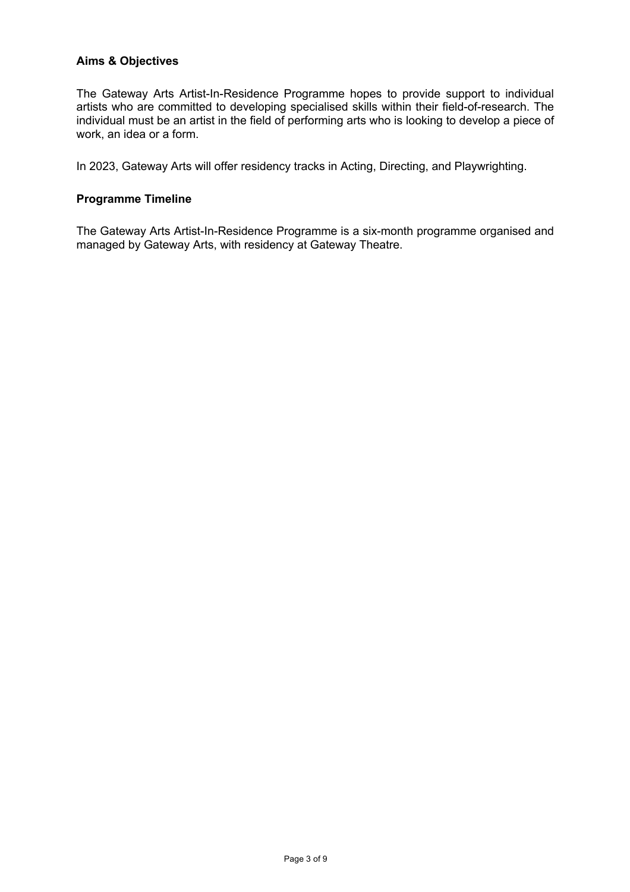**Aims & Objectives**

The Gateway Arts Artist-In-Residence Programme hopes to provide support to individual artists who are committed to developing specialised skills within their field-of-research. The individual must be an artist in the field of performing arts who is looking to develop a piece of work, an idea or a form.

In 2023, Gateway Arts will offer residency tracks in Acting, Directing, and Playwrighting.

**Programme Timeline**

The Gateway Arts Artist-In-Residence Programme is a six-month programme organised and managed by Gateway Arts, with residency at Gateway Theatre.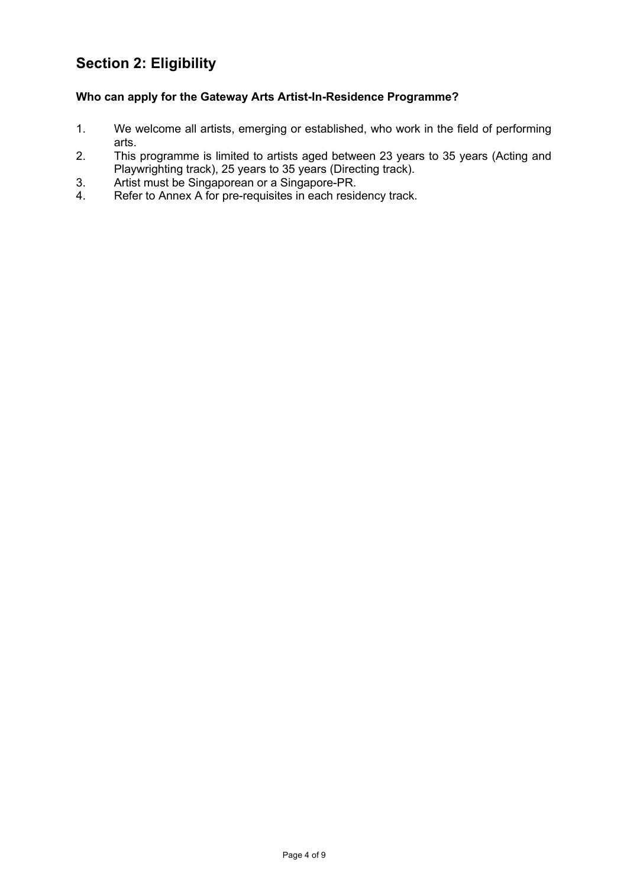## Section 2: Eligibility

**Who can apply for the Gateway Arts Artist-In-Residence Programme?**

1. We welcome all artists, emerging or established, who work in the field of performing arts.
2. This programme is limited to artists aged between 23 years to 35 years (Acting and Playwrighting track), 25 years to 35 years (Directing track).
3. Artist must be Singaporean or a Singapore-PR.
4. Refer to Annex A for pre-requisites in each residency track.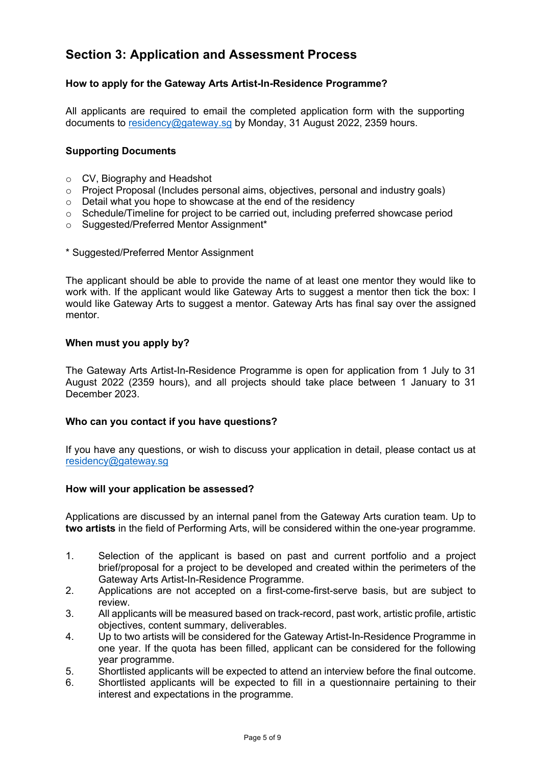## Section 3: Application and Assessment Process

### How to apply for the Gateway Arts Artist-In-Residence Programme?

All applicants are required to email the completed application form with the supporting documents to [residency@gateway.sg](mailto:residency@gateway.sg) by Monday, 31 August 2022, 2359 hours.

### Supporting Documents

- CV, Biography and Headshot
- Project Proposal (Includes personal aims, objectives, personal and industry goals)
- Detail what you hope to showcase at the end of the residency
- Schedule/Timeline for project to be carried out, including preferred showcase period
- Suggested/Preferred Mentor Assignment*

* Suggested/Preferred Mentor Assignment

The applicant should be able to provide the name of at least one mentor they would like to work with. If the applicant would like Gateway Arts to suggest a mentor then tick the box: I would like Gateway Arts to suggest a mentor. Gateway Arts has final say over the assigned mentor.

### When must you apply by?

The Gateway Arts Artist-In-Residence Programme is open for application from 1 July to 31 August 2022 (2359 hours), and all projects should take place between 1 January to 31 December 2023.

### Who can you contact if you have questions?

If you have any questions, or wish to discuss your application in detail, please contact us at [residency@gateway.sg](mailto:residency@gateway.sg)

### How will your application be assessed?

Applications are discussed by an internal panel from the Gateway Arts curation team. Up to **two artists** in the field of Performing Arts, will be considered within the one-year programme.

1. Selection of the applicant is based on past and current portfolio and a project brief/proposal for a project to be developed and created within the perimeters of the Gateway Arts Artist-In-Residence Programme.
2. Applications are not accepted on a first-come-first-serve basis, but are subject to review.
3. All applicants will be measured based on track-record, past work, artistic profile, artistic objectives, content summary, deliverables.
4. Up to two artists will be considered for the Gateway Artist-In-Residence Programme in one year. If the quota has been filled, applicant can be considered for the following year programme.
5. Shortlisted applicants will be expected to attend an interview before the final outcome.
6. Shortlisted applicants will be expected to fill in a questionnaire pertaining to their interest and expectations in the programme.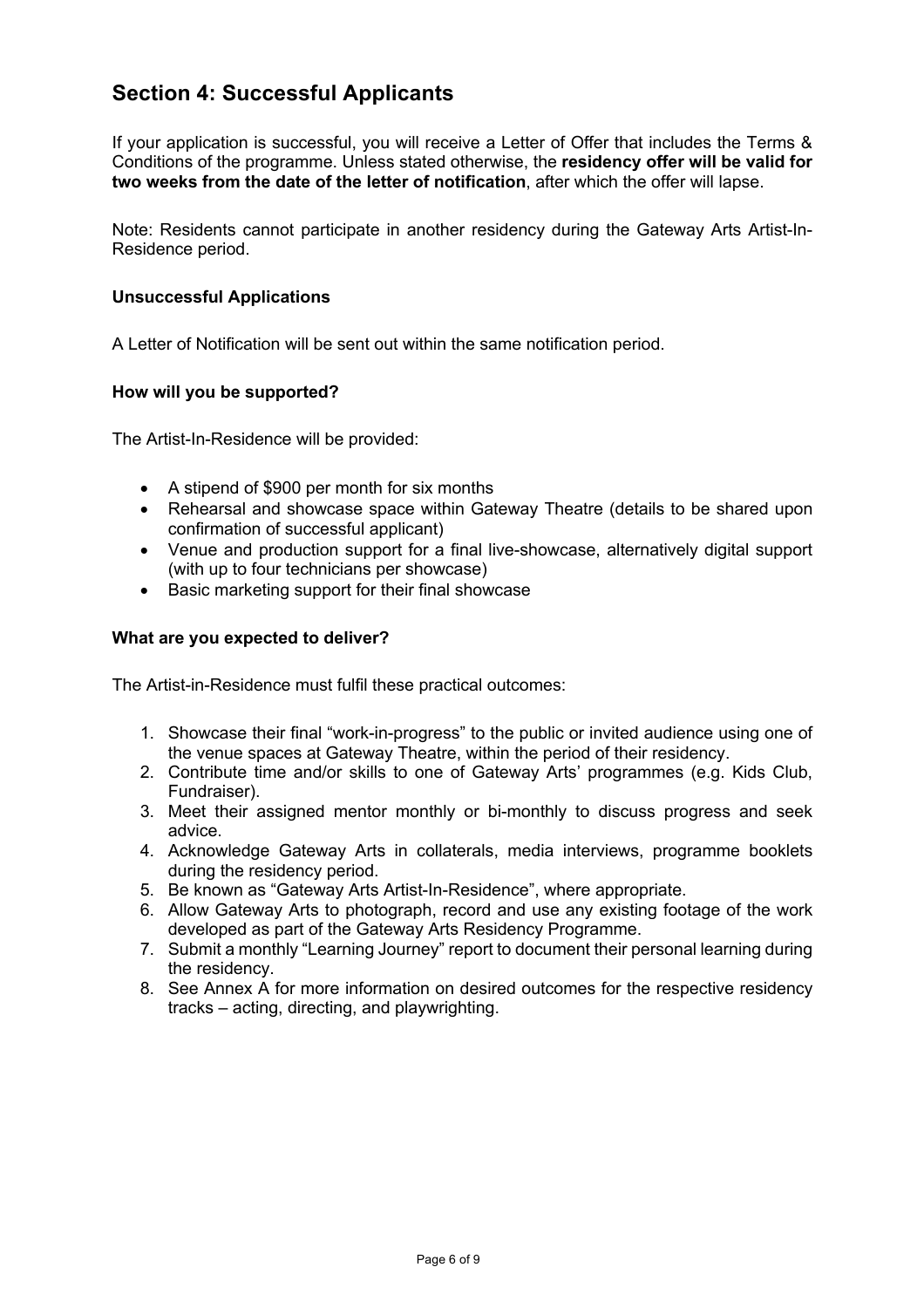## Section 4: Successful Applicants

If your application is successful, you will receive a Letter of Offer that includes the Terms & Conditions of the programme. Unless stated otherwise, the **residency offer will be valid for two weeks from the date of the letter of notification**, after which the offer will lapse.

Note: Residents cannot participate in another residency during the Gateway Arts Artist-In-Residence period.

### Unsuccessful Applications

A Letter of Notification will be sent out within the same notification period.

### How will you be supported?

The Artist-In-Residence will be provided:

- A stipend of $900 per month for six months
- Rehearsal and showcase space within Gateway Theatre (details to be shared upon confirmation of successful applicant)
- Venue and production support for a final live-showcase, alternatively digital support (with up to four technicians per showcase)
- Basic marketing support for their final showcase

### What are you expected to deliver?

The Artist-in-Residence must fulfil these practical outcomes:

1. Showcase their final "work-in-progress" to the public or invited audience using one of the venue spaces at Gateway Theatre, within the period of their residency.
2. Contribute time and/or skills to one of Gateway Arts' programmes (e.g. Kids Club, Fundraiser).
3. Meet their assigned mentor monthly or bi-monthly to discuss progress and seek advice.
4. Acknowledge Gateway Arts in collaterals, media interviews, programme booklets during the residency period.
5. Be known as "Gateway Arts Artist-In-Residence", where appropriate.
6. Allow Gateway Arts to photograph, record and use any existing footage of the work developed as part of the Gateway Arts Residency Programme.
7. Submit a monthly "Learning Journey" report to document their personal learning during the residency.
8. See Annex A for more information on desired outcomes for the respective residency tracks – acting, directing, and playwrighting.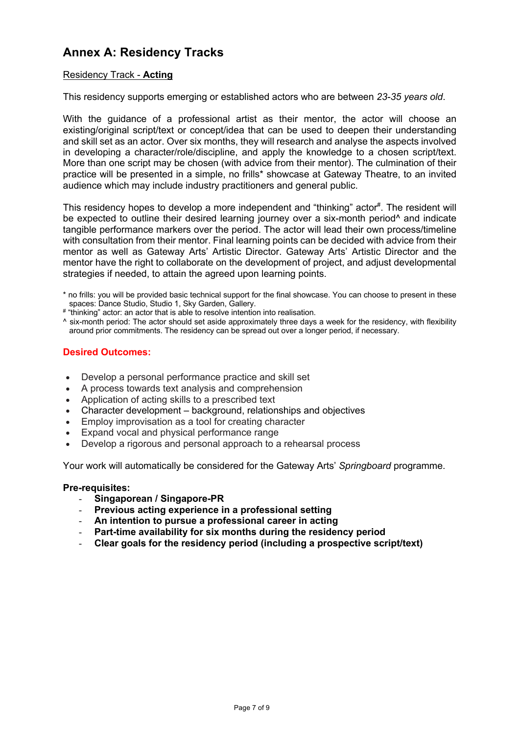# Annex A: Residency Tracks

Residency Track - **Acting**

This residency supports emerging or established actors who are between *23-35 years old*.

With the guidance of a professional artist as their mentor, the actor will choose an existing/original script/text or concept/idea that can be used to deepen their understanding and skill set as an actor. Over six months, they will research and analyse the aspects involved in developing a character/role/discipline, and apply the knowledge to a chosen script/text. More than one script may be chosen (with advice from their mentor). The culmination of their practice will be presented in a simple, no frills* showcase at Gateway Theatre, to an invited audience which may include industry practitioners and general public.

This residency hopes to develop a more independent and "thinking" actor#. The resident will be expected to outline their desired learning journey over a six-month period^ and indicate tangible performance markers over the period. The actor will lead their own process/timeline with consultation from their mentor. Final learning points can be decided with advice from their mentor as well as Gateway Arts' Artistic Director. Gateway Arts' Artistic Director and the mentor have the right to collaborate on the development of project, and adjust developmental strategies if needed, to attain the agreed upon learning points.

* no frills: you will be provided basic technical support for the final showcase. You can choose to present in these spaces: Dance Studio, Studio 1, Sky Garden, Gallery.

# "thinking" actor: an actor that is able to resolve intention into realisation.

^ six-month period: The actor should set aside approximately three days a week for the residency, with flexibility around prior commitments. The residency can be spread out over a longer period, if necessary.

### Desired Outcomes:

- Develop a personal performance practice and skill set
- A process towards text analysis and comprehension
- Application of acting skills to a prescribed text
- Character development – background, relationships and objectives
- Employ improvisation as a tool for creating character
- Expand vocal and physical performance range
- Develop a rigorous and personal approach to a rehearsal process

Your work will automatically be considered for the Gateway Arts' *Springboard* programme.

**Pre-requisites:**

- **Singaporean / Singapore-PR**
- **Previous acting experience in a professional setting**
- **An intention to pursue a professional career in acting**
- **Part-time availability for six months during the residency period**
- **Clear goals for the residency period (including a prospective script/text)**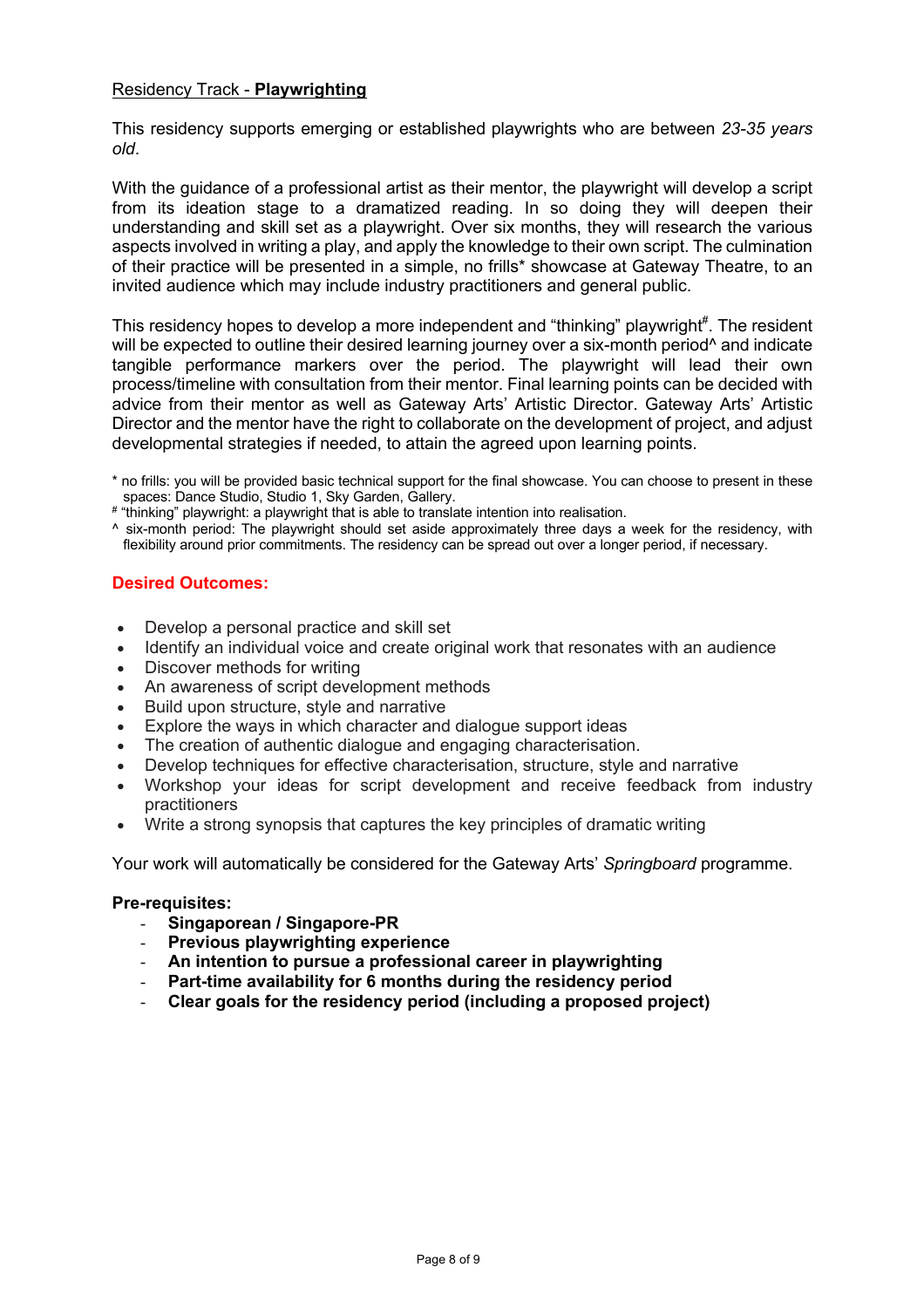## Residency Track - **Playwrighting**

This residency supports emerging or established playwrights who are between *23-35 years old*.

With the guidance of a professional artist as their mentor, the playwright will develop a script from its ideation stage to a dramatized reading. In so doing they will deepen their understanding and skill set as a playwright. Over six months, they will research the various aspects involved in writing a play, and apply the knowledge to their own script. The culmination of their practice will be presented in a simple, no frills* showcase at Gateway Theatre, to an invited audience which may include industry practitioners and general public.

This residency hopes to develop a more independent and "thinking" playwright#. The resident will be expected to outline their desired learning journey over a six-month period^ and indicate tangible performance markers over the period. The playwright will lead their own process/timeline with consultation from their mentor. Final learning points can be decided with advice from their mentor as well as Gateway Arts' Artistic Director. Gateway Arts' Artistic Director and the mentor have the right to collaborate on the development of project, and adjust developmental strategies if needed, to attain the agreed upon learning points.

\* no frills: you will be provided basic technical support for the final showcase. You can choose to present in these spaces: Dance Studio, Studio 1, Sky Garden, Gallery.

\# "thinking" playwright: a playwright that is able to translate intention into realisation.

^ six-month period: The playwright should set aside approximately three days a week for the residency, with flexibility around prior commitments. The residency can be spread out over a longer period, if necessary.

### Desired Outcomes:

- Develop a personal practice and skill set
- Identify an individual voice and create original work that resonates with an audience
- Discover methods for writing
- An awareness of script development methods
- Build upon structure, style and narrative
- Explore the ways in which character and dialogue support ideas
- The creation of authentic dialogue and engaging characterisation.
- Develop techniques for effective characterisation, structure, style and narrative
- Workshop your ideas for script development and receive feedback from industry practitioners
- Write a strong synopsis that captures the key principles of dramatic writing

Your work will automatically be considered for the Gateway Arts' *Springboard* programme.

**Pre-requisites:**

- **Singaporean / Singapore-PR**
- **Previous playwrighting experience**
- **An intention to pursue a professional career in playwrighting**
- **Part-time availability for 6 months during the residency period**
- **Clear goals for the residency period (including a proposed project)**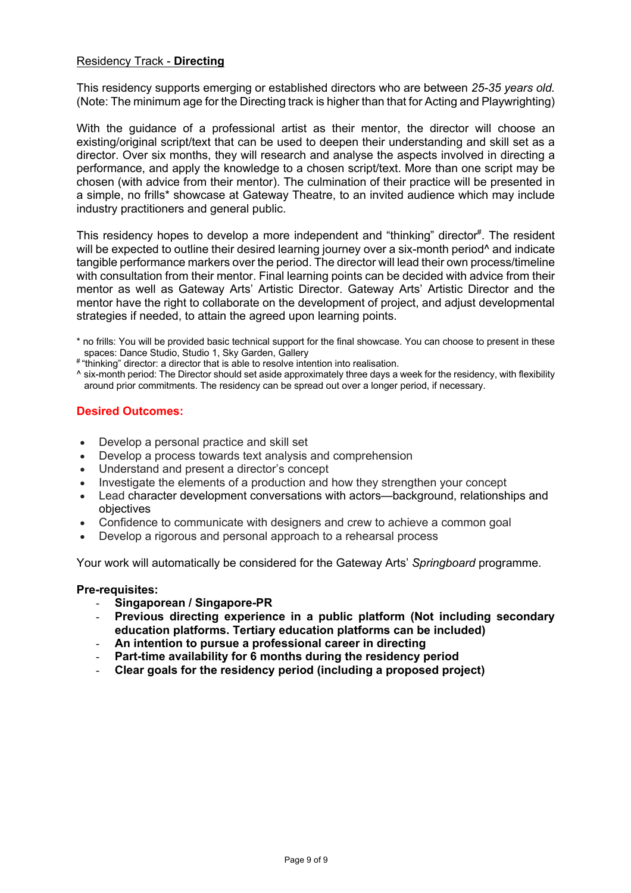Residency Track - **Directing**

This residency supports emerging or established directors who are between *25-35 years old*. (Note: The minimum age for the Directing track is higher than that for Acting and Playwrighting)

With the guidance of a professional artist as their mentor, the director will choose an existing/original script/text that can be used to deepen their understanding and skill set as a director. Over six months, they will research and analyse the aspects involved in directing a performance, and apply the knowledge to a chosen script/text. More than one script may be chosen (with advice from their mentor). The culmination of their practice will be presented in a simple, no frills* showcase at Gateway Theatre, to an invited audience which may include industry practitioners and general public.

This residency hopes to develop a more independent and "thinking" director#. The resident will be expected to outline their desired learning journey over a six-month period^ and indicate tangible performance markers over the period. The director will lead their own process/timeline with consultation from their mentor. Final learning points can be decided with advice from their mentor as well as Gateway Arts' Artistic Director. Gateway Arts' Artistic Director and the mentor have the right to collaborate on the development of project, and adjust developmental strategies if needed, to attain the agreed upon learning points.

\* no frills: You will be provided basic technical support for the final showcase. You can choose to present in these spaces: Dance Studio, Studio 1, Sky Garden, Gallery

\# "thinking" director: a director that is able to resolve intention into realisation.

^ six-month period: The Director should set aside approximately three days a week for the residency, with flexibility around prior commitments. The residency can be spread out over a longer period, if necessary.

**Desired Outcomes:**

- Develop a personal practice and skill set
- Develop a process towards text analysis and comprehension
- Understand and present a director's concept
- Investigate the elements of a production and how they strengthen your concept
- Lead character development conversations with actors—background, relationships and objectives
- Confidence to communicate with designers and crew to achieve a common goal
- Develop a rigorous and personal approach to a rehearsal process

Your work will automatically be considered for the Gateway Arts' *Springboard* programme.

**Pre-requisites:**

- **Singaporean / Singapore-PR**
- **Previous directing experience in a public platform (Not including secondary education platforms. Tertiary education platforms can be included)**
- **An intention to pursue a professional career in directing**
- **Part-time availability for 6 months during the residency period**
- **Clear goals for the residency period (including a proposed project)**